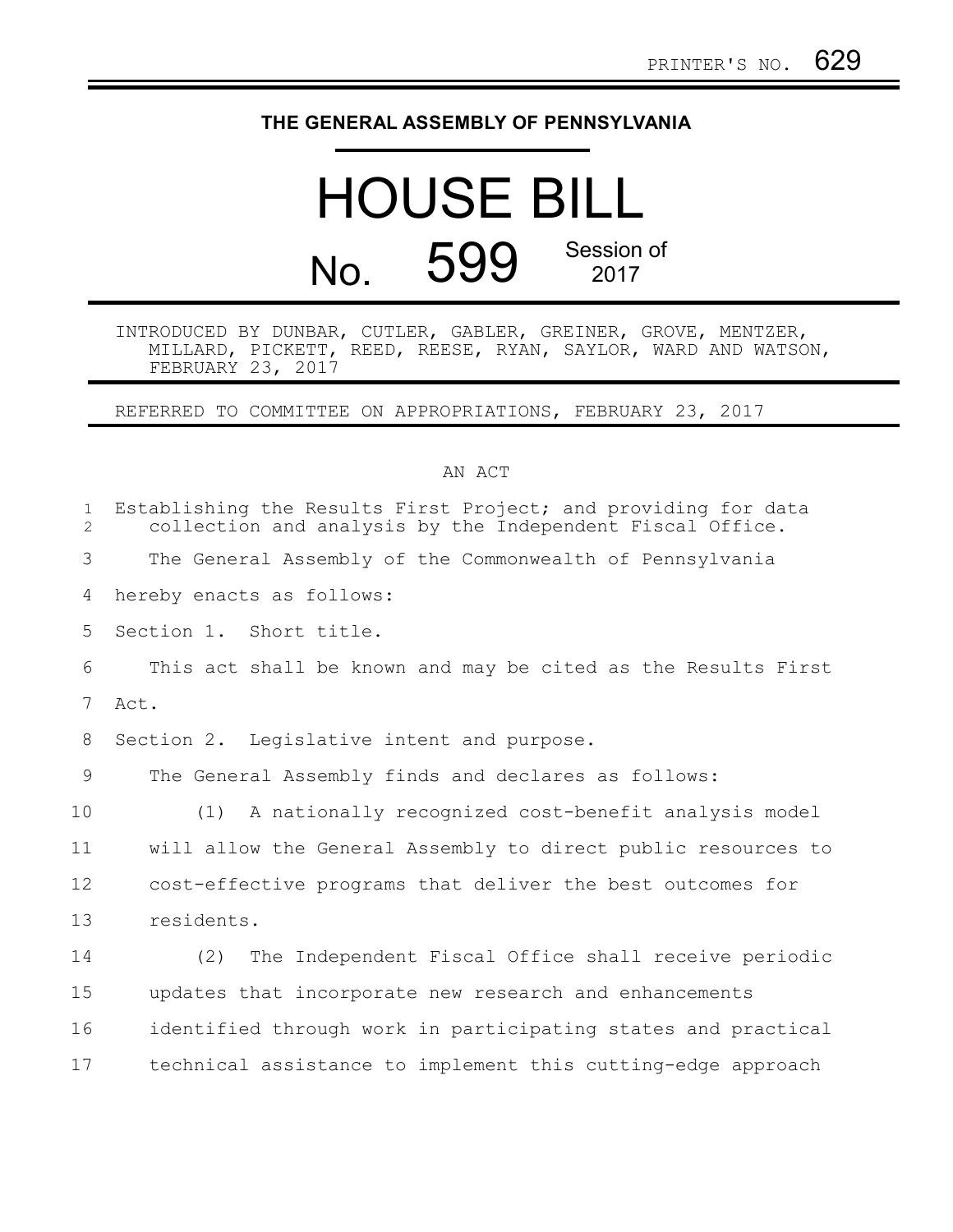PRINTER'S NO. 629

# THE GENERAL ASSEMBLY OF PENNSYLVANIA

# HOUSE BILL

## No. 599 Session of 2017

INTRODUCED BY DUNBAR, CUTLER, GABLER, GREINER, GROVE, MENTZER, MILLARD, PICKETT, REED, REESE, RYAN, SAYLOR, WARD AND WATSON, FEBRUARY 23, 2017

REFERRED TO COMMITTEE ON APPROPRIATIONS, FEBRUARY 23, 2017

AN ACT

Establishing the Results First Project; and providing for data collection and analysis by the Independent Fiscal Office.

The General Assembly of the Commonwealth of Pennsylvania hereby enacts as follows:

Section 1. Short title.

This act shall be known and may be cited as the Results First Act.

Section 2. Legislative intent and purpose.

The General Assembly finds and declares as follows:

(1) A nationally recognized cost-benefit analysis model will allow the General Assembly to direct public resources to cost-effective programs that deliver the best outcomes for residents.

(2) The Independent Fiscal Office shall receive periodic updates that incorporate new research and enhancements identified through work in participating states and practical technical assistance to implement this cutting-edge approach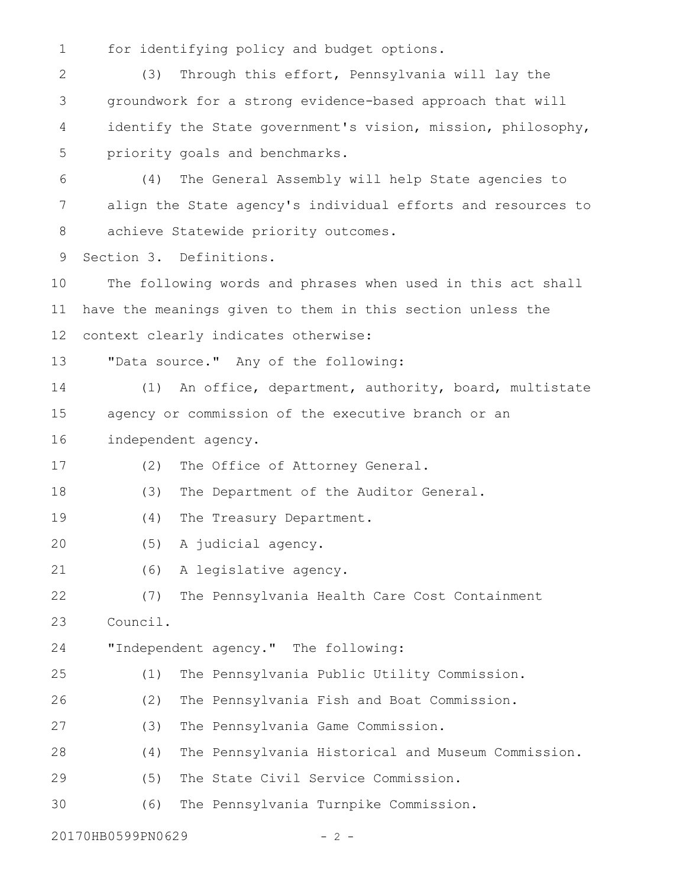for identifying policy and budget options.

(3) Through this effort, Pennsylvania will lay the groundwork for a strong evidence-based approach that will identify the State government's vision, mission, philosophy, priority goals and benchmarks.

(4) The General Assembly will help State agencies to align the State agency's individual efforts and resources to achieve Statewide priority outcomes.

Section 3. Definitions.

The following words and phrases when used in this act shall have the meanings given to them in this section unless the context clearly indicates otherwise:

"Data source." Any of the following:

(1) An office, department, authority, board, multistate agency or commission of the executive branch or an independent agency.

(2) The Office of Attorney General.

(3) The Department of the Auditor General.

(4) The Treasury Department.

(5) A judicial agency.

(6) A legislative agency.

(7) The Pennsylvania Health Care Cost Containment Council.

"Independent agency." The following:

(1) The Pennsylvania Public Utility Commission.

(2) The Pennsylvania Fish and Boat Commission.

(3) The Pennsylvania Game Commission.

(4) The Pennsylvania Historical and Museum Commission.

(5) The State Civil Service Commission.

(6) The Pennsylvania Turnpike Commission.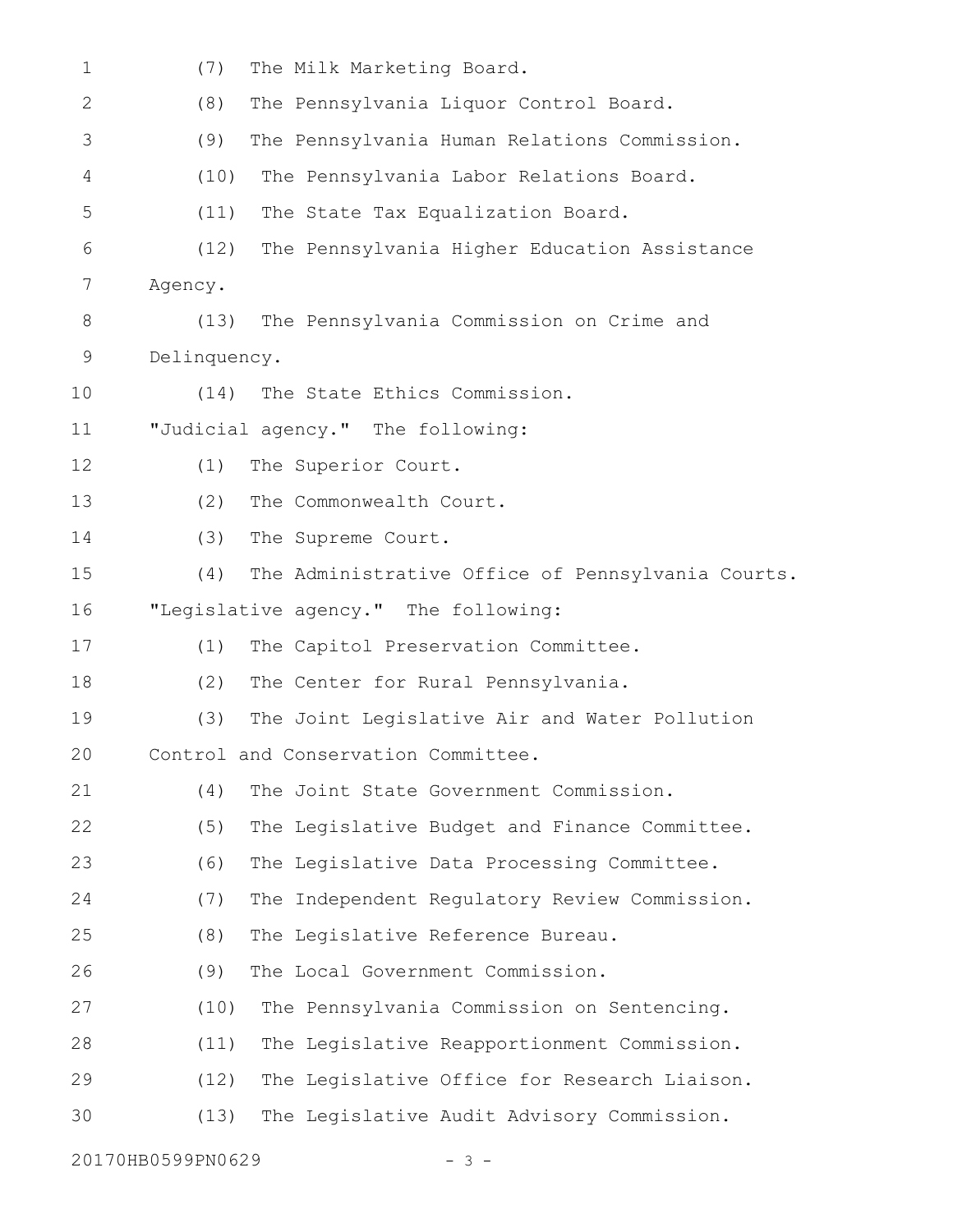(7) The Milk Marketing Board.

(8) The Pennsylvania Liquor Control Board.

(9) The Pennsylvania Human Relations Commission.

(10) The Pennsylvania Labor Relations Board.

(11) The State Tax Equalization Board.

(12) The Pennsylvania Higher Education Assistance Agency.

(13) The Pennsylvania Commission on Crime and Delinquency.

(14) The State Ethics Commission.

"Judicial agency." The following:

(1) The Superior Court.

(2) The Commonwealth Court.

(3) The Supreme Court.

(4) The Administrative Office of Pennsylvania Courts.

"Legislative agency." The following:

(1) The Capitol Preservation Committee.

(2) The Center for Rural Pennsylvania.

(3) The Joint Legislative Air and Water Pollution Control and Conservation Committee.

(4) The Joint State Government Commission.

(5) The Legislative Budget and Finance Committee.

(6) The Legislative Data Processing Committee.

(7) The Independent Regulatory Review Commission.

(8) The Legislative Reference Bureau.

(9) The Local Government Commission.

(10) The Pennsylvania Commission on Sentencing.

(11) The Legislative Reapportionment Commission.

(12) The Legislative Office for Research Liaison.

(13) The Legislative Audit Advisory Commission.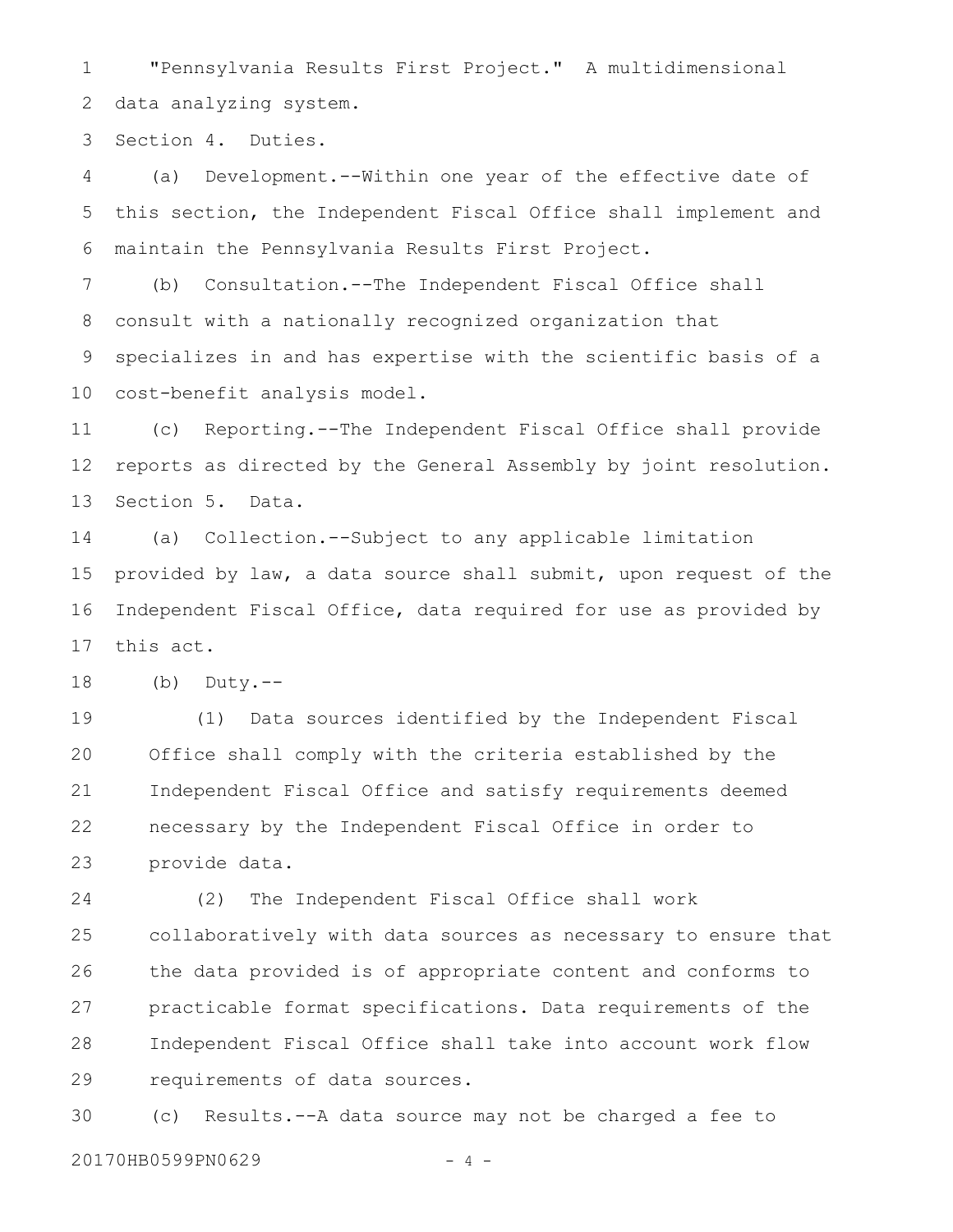"Pennsylvania Results First Project." A multidimensional data analyzing system.

Section 4. Duties.

(a) Development.--Within one year of the effective date of this section, the Independent Fiscal Office shall implement and maintain the Pennsylvania Results First Project.

(b) Consultation.--The Independent Fiscal Office shall consult with a nationally recognized organization that specializes in and has expertise with the scientific basis of a cost-benefit analysis model.

(c) Reporting.--The Independent Fiscal Office shall provide reports as directed by the General Assembly by joint resolution.

Section 5. Data.

(a) Collection.--Subject to any applicable limitation provided by law, a data source shall submit, upon request of the Independent Fiscal Office, data required for use as provided by this act.

(b) Duty.--

(1) Data sources identified by the Independent Fiscal Office shall comply with the criteria established by the Independent Fiscal Office and satisfy requirements deemed necessary by the Independent Fiscal Office in order to provide data.

(2) The Independent Fiscal Office shall work collaboratively with data sources as necessary to ensure that the data provided is of appropriate content and conforms to practicable format specifications. Data requirements of the Independent Fiscal Office shall take into account work flow requirements of data sources.

(c) Results.--A data source may not be charged a fee to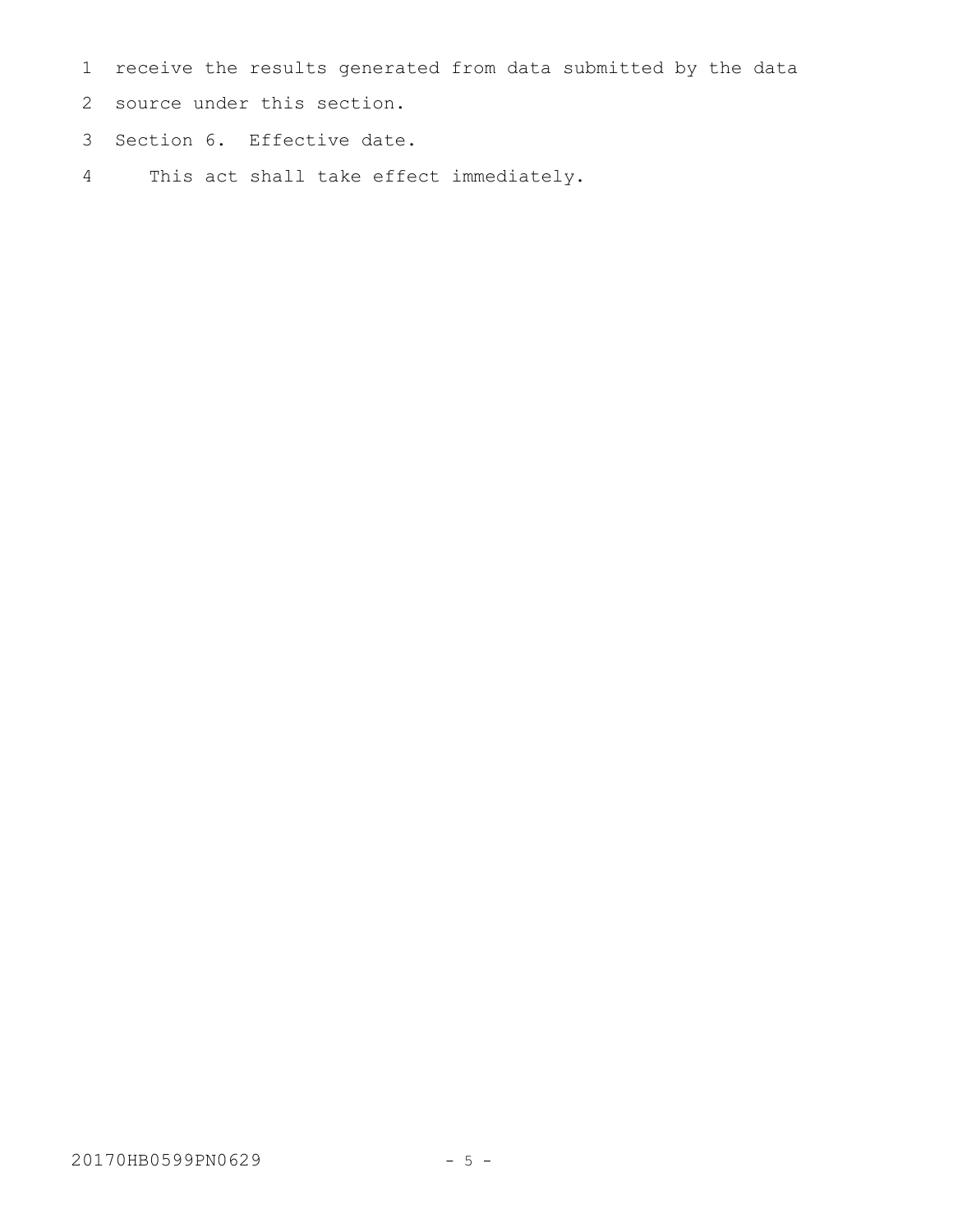receive the results generated from data submitted by the data source under this section.

Section 6. Effective date.

This act shall take effect immediately.